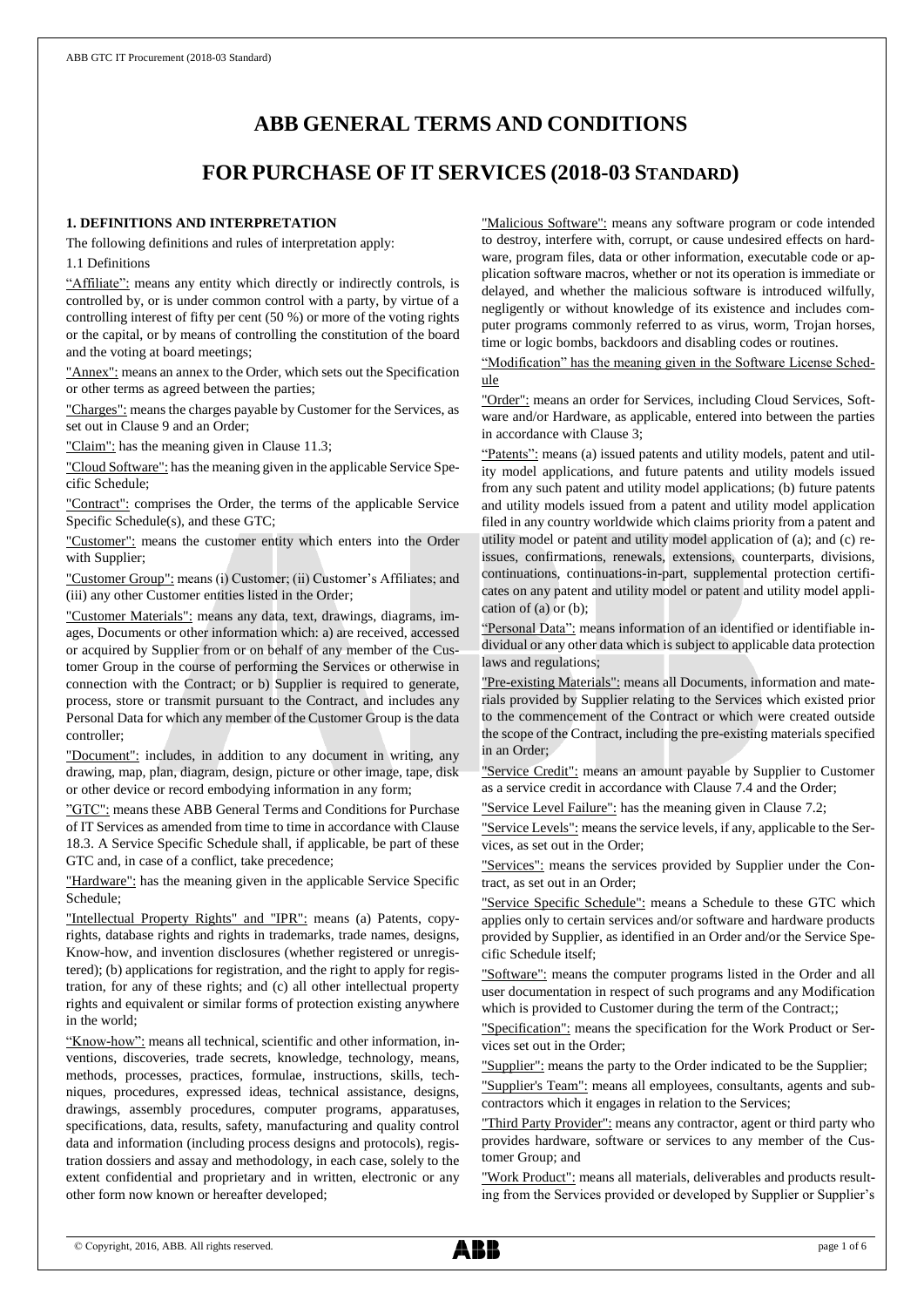# ABB GENERAL TERMS AND CONDITIONS

# FOR PURCHASE OF IT SERVICES (2018-03 STANDARD)

## 1. DEFINITIONS AND INTERPRETATION

The following definitions and rules of interpretation apply:

1.1 Definitions

"Affiliate": means any entity which directly or indirectly controls, is controlled by, or is under common control with a party, by virtue of a controlling interest of fifty per cent (50 %) or more of the voting rights or the capital, or by means of controlling the constitution of the board and the voting at board meetings;

"Annex": means an annex to the Order, which sets out the Specification or other terms as agreed between the parties;

"Charges": means the charges payable by Customer for the Services, as set out in Clause 9 and an Order;

"Claim": has the meaning given in Clause 11.3;

"Cloud Software": has the meaning given in the applicable Service Specific Schedule;

"Contract": comprises the Order, the terms of the applicable Service Specific Schedule(s), and these GTC;

"Customer": means the customer entity which enters into the Order with Supplier;

"Customer Group": means (i) Customer; (ii) Customer's Affiliates; and (iii) any other Customer entities listed in the Order;

"Customer Materials": means any data, text, drawings, diagrams, images, Documents or other information which: a) are received, accessed or acquired by Supplier from or on behalf of any member of the Customer Group in the course of performing the Services or otherwise in connection with the Contract; or b) Supplier is required to generate, process, store or transmit pursuant to the Contract, and includes any Personal Data for which any member of the Customer Group is the data controller;

"Document": includes, in addition to any document in writing, any drawing, map, plan, diagram, design, picture or other image, tape, disk or other device or record embodying information in any form;

"GTC": means these ABB General Terms and Conditions for Purchase of IT Services as amended from time to time in accordance with Clause 18.3. A Service Specific Schedule shall, if applicable, be part of these GTC and, in case of a conflict, take precedence;

"Hardware": has the meaning given in the applicable Service Specific Schedule;

"Intellectual Property Rights" and "IPR": means (a) Patents, copyrights, database rights and rights in trademarks, trade names, designs, Know-how, and invention disclosures (whether registered or unregistered); (b) applications for registration, and the right to apply for registration, for any of these rights; and (c) all other intellectual property rights and equivalent or similar forms of protection existing anywhere in the world;

"Know-how": means all technical, scientific and other information, inventions, discoveries, trade secrets, knowledge, technology, means, methods, processes, practices, formulae, instructions, skills, techniques, procedures, expressed ideas, technical assistance, designs, drawings, assembly procedures, computer programs, apparatuses, specifications, data, results, safety, manufacturing and quality control data and information (including process designs and protocols), registration dossiers and assay and methodology, in each case, solely to the extent confidential and proprietary and in written, electronic or any other form now known or hereafter developed;

"Malicious Software": means any software program or code intended to destroy, interfere with, corrupt, or cause undesired effects on hardware, program files, data or other information, executable code or application software macros, whether or not its operation is immediate or delayed, and whether the malicious software is introduced wilfully, negligently or without knowledge of its existence and includes computer programs commonly referred to as virus, worm, Trojan horses, time or logic bombs, backdoors and disabling codes or routines.

"Modification" has the meaning given in the Software License Schedule

"Order": means an order for Services, including Cloud Services, Software and/or Hardware, as applicable, entered into between the parties in accordance with Clause 3;

"Patents": means (a) issued patents and utility models, patent and utility model applications, and future patents and utility models issued from any such patent and utility model applications; (b) future patents and utility models issued from a patent and utility model application filed in any country worldwide which claims priority from a patent and utility model or patent and utility model application of (a); and (c) reissues, confirmations, renewals, extensions, counterparts, divisions, continuations, continuations-in-part, supplemental protection certificates on any patent and utility model or patent and utility model application of (a) or (b);

"Personal Data": means information of an identified or identifiable individual or any other data which is subject to applicable data protection laws and regulations;

"Pre-existing Materials": means all Documents, information and materials provided by Supplier relating to the Services which existed prior to the commencement of the Contract or which were created outside the scope of the Contract, including the pre-existing materials specified in an Order;

"Service Credit": means an amount payable by Supplier to Customer as a service credit in accordance with Clause 7.4 and the Order;

"Service Level Failure": has the meaning given in Clause 7.2;

"Service Levels": means the service levels, if any, applicable to the Services, as set out in the Order;

"Services": means the services provided by Supplier under the Contract, as set out in an Order;

"Service Specific Schedule": means a Schedule to these GTC which applies only to certain services and/or software and hardware products provided by Supplier, as identified in an Order and/or the Service Specific Schedule itself;

"Software": means the computer programs listed in the Order and all user documentation in respect of such programs and any Modification which is provided to Customer during the term of the Contract;;

"Specification": means the specification for the Work Product or Services set out in the Order;

"Supplier": means the party to the Order indicated to be the Supplier;

"Supplier's Team": means all employees, consultants, agents and subcontractors which it engages in relation to the Services;

"Third Party Provider": means any contractor, agent or third party who provides hardware, software or services to any member of the Customer Group; and

"Work Product": means all materials, deliverables and products resulting from the Services provided or developed by Supplier or Supplier's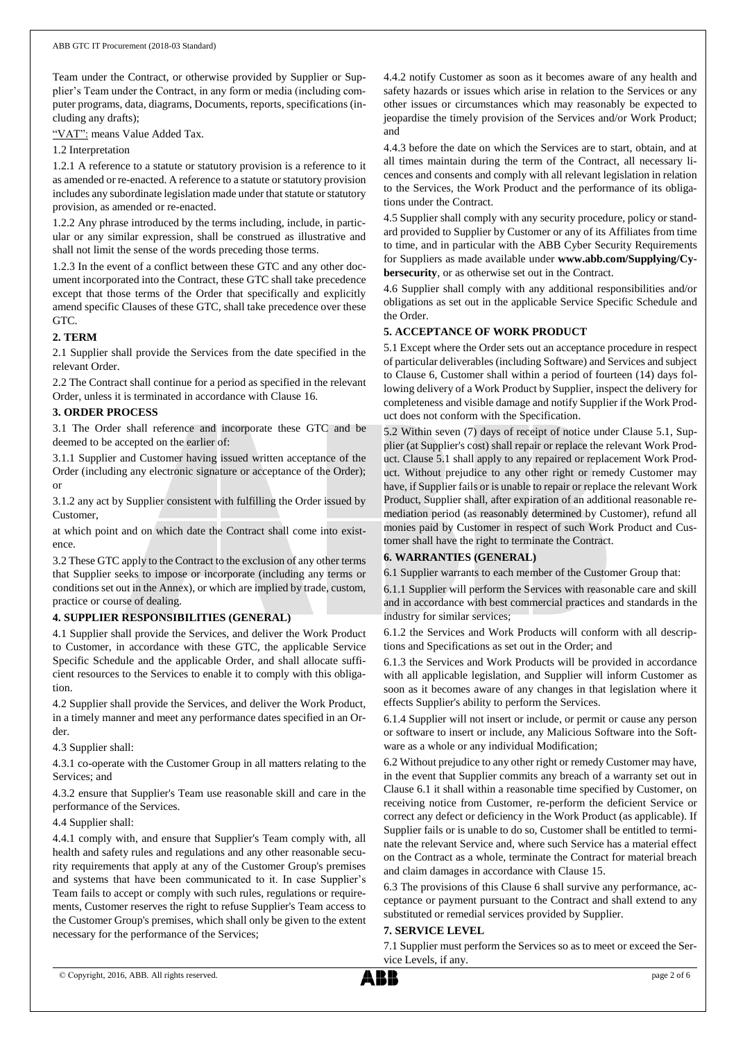Team under the Contract, or otherwise provided by Supplier or Supplier's Team under the Contract, in any form or media (including computer programs, data, diagrams, Documents, reports, specifications (including any drafts);

"VAT": means Value Added Tax.

1.2 Interpretation

1.2.1 A reference to a statute or statutory provision is a reference to it as amended or re-enacted. A reference to a statute or statutory provision includes any subordinate legislation made under that statute or statutory provision, as amended or re-enacted.

1.2.2 Any phrase introduced by the terms including, include, in particular or any similar expression, shall be construed as illustrative and shall not limit the sense of the words preceding those terms.

1.2.3 In the event of a conflict between these GTC and any other document incorporated into the Contract, these GTC shall take precedence except that those terms of the Order that specifically and explicitly amend specific Clauses of these GTC, shall take precedence over these GTC.

**2. TERM**

2.1 Supplier shall provide the Services from the date specified in the relevant Order.

2.2 The Contract shall continue for a period as specified in the relevant Order, unless it is terminated in accordance with Clause 16.

**3. ORDER PROCESS**

3.1 The Order shall reference and incorporate these GTC and be deemed to be accepted on the earlier of:

3.1.1 Supplier and Customer having issued written acceptance of the Order (including any electronic signature or acceptance of the Order); or

3.1.2 any act by Supplier consistent with fulfilling the Order issued by Customer,

at which point and on which date the Contract shall come into existence.

3.2 These GTC apply to the Contract to the exclusion of any other terms that Supplier seeks to impose or incorporate (including any terms or conditions set out in the Annex), or which are implied by trade, custom, practice or course of dealing.

**4. SUPPLIER RESPONSIBILITIES (GENERAL)**

4.1 Supplier shall provide the Services, and deliver the Work Product to Customer, in accordance with these GTC, the applicable Service Specific Schedule and the applicable Order, and shall allocate sufficient resources to the Services to enable it to comply with this obligation.

4.2 Supplier shall provide the Services, and deliver the Work Product, in a timely manner and meet any performance dates specified in an Order.

4.3 Supplier shall:

4.3.1 co-operate with the Customer Group in all matters relating to the Services; and

4.3.2 ensure that Supplier's Team use reasonable skill and care in the performance of the Services.

4.4 Supplier shall:

4.4.1 comply with, and ensure that Supplier's Team comply with, all health and safety rules and regulations and any other reasonable security requirements that apply at any of the Customer Group's premises and systems that have been communicated to it. In case Supplier's Team fails to accept or comply with such rules, regulations or requirements, Customer reserves the right to refuse Supplier's Team access to the Customer Group's premises, which shall only be given to the extent necessary for the performance of the Services;

4.4.2 notify Customer as soon as it becomes aware of any health and safety hazards or issues which arise in relation to the Services or any other issues or circumstances which may reasonably be expected to jeopardise the timely provision of the Services and/or Work Product; and

4.4.3 before the date on which the Services are to start, obtain, and at all times maintain during the term of the Contract, all necessary licences and consents and comply with all relevant legislation in relation to the Services, the Work Product and the performance of its obligations under the Contract.

4.5 Supplier shall comply with any security procedure, policy or standard provided to Supplier by Customer or any of its Affiliates from time to time, and in particular with the ABB Cyber Security Requirements for Suppliers as made available under **www.abb.com/Supplying/Cybersecurity**, or as otherwise set out in the Contract.

4.6 Supplier shall comply with any additional responsibilities and/or obligations as set out in the applicable Service Specific Schedule and the Order.

**5. ACCEPTANCE OF WORK PRODUCT**

5.1 Except where the Order sets out an acceptance procedure in respect of particular deliverables (including Software) and Services and subject to Clause 6, Customer shall within a period of fourteen (14) days following delivery of a Work Product by Supplier, inspect the delivery for completeness and visible damage and notify Supplier if the Work Product does not conform with the Specification.

5.2 Within seven (7) days of receipt of notice under Clause 5.1, Supplier (at Supplier's cost) shall repair or replace the relevant Work Product. Clause 5.1 shall apply to any repaired or replacement Work Product. Without prejudice to any other right or remedy Customer may have, if Supplier fails or is unable to repair or replace the relevant Work Product, Supplier shall, after expiration of an additional reasonable remediation period (as reasonably determined by Customer), refund all monies paid by Customer in respect of such Work Product and Customer shall have the right to terminate the Contract.

**6. WARRANTIES (GENERAL)**

6.1 Supplier warrants to each member of the Customer Group that:

6.1.1 Supplier will perform the Services with reasonable care and skill and in accordance with best commercial practices and standards in the industry for similar services;

6.1.2 the Services and Work Products will conform with all descriptions and Specifications as set out in the Order; and

6.1.3 the Services and Work Products will be provided in accordance with all applicable legislation, and Supplier will inform Customer as soon as it becomes aware of any changes in that legislation where it effects Supplier's ability to perform the Services.

6.1.4 Supplier will not insert or include, or permit or cause any person or software to insert or include, any Malicious Software into the Software as a whole or any individual Modification;

6.2 Without prejudice to any other right or remedy Customer may have, in the event that Supplier commits any breach of a warranty set out in Clause 6.1 it shall within a reasonable time specified by Customer, on receiving notice from Customer, re-perform the deficient Service or correct any defect or deficiency in the Work Product (as applicable). If Supplier fails or is unable to do so, Customer shall be entitled to terminate the relevant Service and, where such Service has a material effect on the Contract as a whole, terminate the Contract for material breach and claim damages in accordance with Clause 15.

6.3 The provisions of this Clause 6 shall survive any performance, acceptance or payment pursuant to the Contract and shall extend to any substituted or remedial services provided by Supplier.

**7. SERVICE LEVEL**

7.1 Supplier must perform the Services so as to meet or exceed the Service Levels, if any.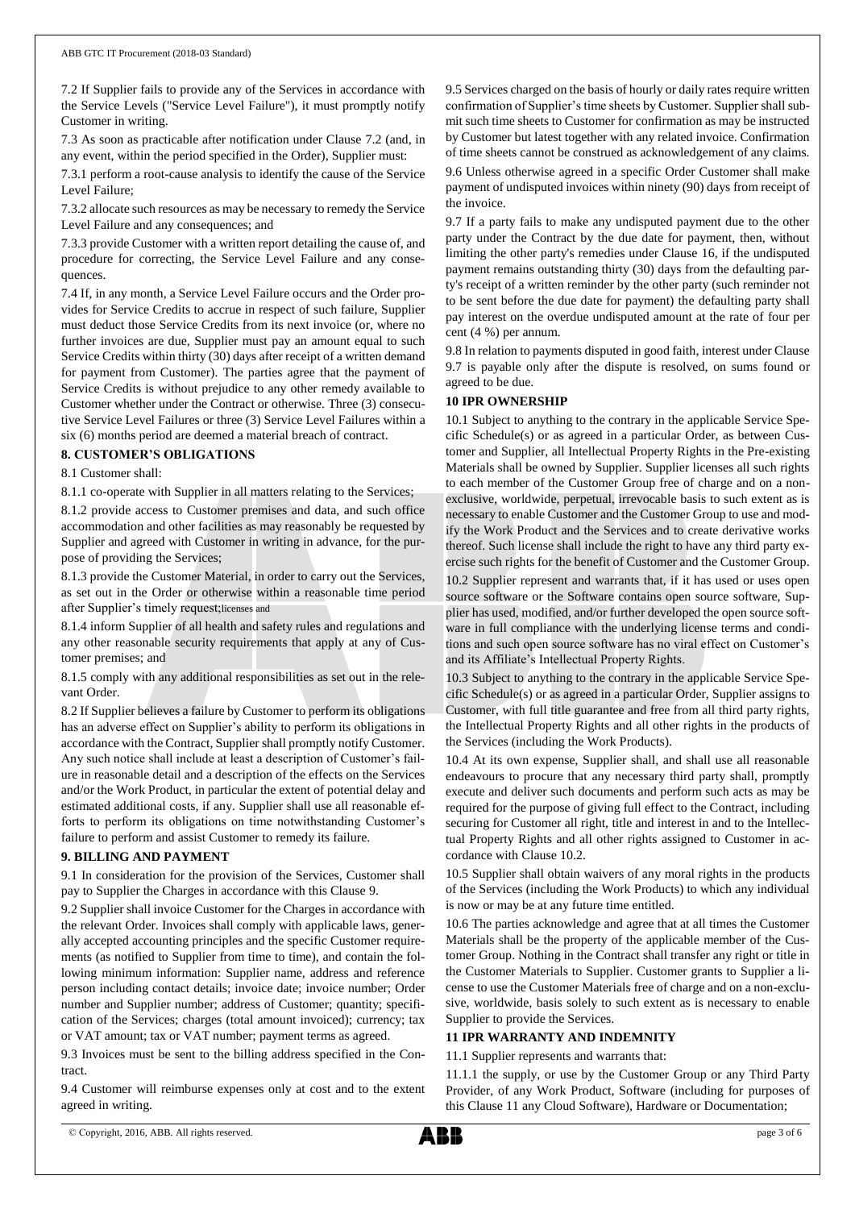7.2 If Supplier fails to provide any of the Services in accordance with the Service Levels ("Service Level Failure"), it must promptly notify Customer in writing.

7.3 As soon as practicable after notification under Clause 7.2 (and, in any event, within the period specified in the Order), Supplier must:

7.3.1 perform a root-cause analysis to identify the cause of the Service Level Failure;

7.3.2 allocate such resources as may be necessary to remedy the Service Level Failure and any consequences; and

7.3.3 provide Customer with a written report detailing the cause of, and procedure for correcting, the Service Level Failure and any consequences.

7.4 If, in any month, a Service Level Failure occurs and the Order provides for Service Credits to accrue in respect of such failure, Supplier must deduct those Service Credits from its next invoice (or, where no further invoices are due, Supplier must pay an amount equal to such Service Credits within thirty (30) days after receipt of a written demand for payment from Customer). The parties agree that the payment of Service Credits is without prejudice to any other remedy available to Customer whether under the Contract or otherwise. Three (3) consecutive Service Level Failures or three (3) Service Level Failures within a six (6) months period are deemed a material breach of contract.

## 8. CUSTOMER'S OBLIGATIONS

8.1 Customer shall:

8.1.1 co-operate with Supplier in all matters relating to the Services;

8.1.2 provide access to Customer premises and data, and such office accommodation and other facilities as may reasonably be requested by Supplier and agreed with Customer in writing in advance, for the purpose of providing the Services;

8.1.3 provide the Customer Material, in order to carry out the Services, as set out in the Order or otherwise within a reasonable time period after Supplier's timely request;licenses and

8.1.4 inform Supplier of all health and safety rules and regulations and any other reasonable security requirements that apply at any of Customer premises; and

8.1.5 comply with any additional responsibilities as set out in the relevant Order.

8.2 If Supplier believes a failure by Customer to perform its obligations has an adverse effect on Supplier's ability to perform its obligations in accordance with the Contract, Supplier shall promptly notify Customer. Any such notice shall include at least a description of Customer's failure in reasonable detail and a description of the effects on the Services and/or the Work Product, in particular the extent of potential delay and estimated additional costs, if any. Supplier shall use all reasonable efforts to perform its obligations on time notwithstanding Customer's failure to perform and assist Customer to remedy its failure.

## 9. BILLING AND PAYMENT

9.1 In consideration for the provision of the Services, Customer shall pay to Supplier the Charges in accordance with this Clause 9.

9.2 Supplier shall invoice Customer for the Charges in accordance with the relevant Order. Invoices shall comply with applicable laws, generally accepted accounting principles and the specific Customer requirements (as notified to Supplier from time to time), and contain the following minimum information: Supplier name, address and reference person including contact details; invoice date; invoice number; Order number and Supplier number; address of Customer; quantity; specification of the Services; charges (total amount invoiced); currency; tax or VAT amount; tax or VAT number; payment terms as agreed.

9.3 Invoices must be sent to the billing address specified in the Contract.

9.4 Customer will reimburse expenses only at cost and to the extent agreed in writing.

9.5 Services charged on the basis of hourly or daily rates require written confirmation of Supplier's time sheets by Customer. Supplier shall submit such time sheets to Customer for confirmation as may be instructed by Customer but latest together with any related invoice. Confirmation of time sheets cannot be construed as acknowledgement of any claims.

9.6 Unless otherwise agreed in a specific Order Customer shall make payment of undisputed invoices within ninety (90) days from receipt of the invoice.

9.7 If a party fails to make any undisputed payment due to the other party under the Contract by the due date for payment, then, without limiting the other party's remedies under Clause 16, if the undisputed payment remains outstanding thirty (30) days from the defaulting party's receipt of a written reminder by the other party (such reminder not to be sent before the due date for payment) the defaulting party shall pay interest on the overdue undisputed amount at the rate of four per cent (4 %) per annum.

9.8 In relation to payments disputed in good faith, interest under Clause 9.7 is payable only after the dispute is resolved, on sums found or agreed to be due.

## 10 IPR OWNERSHIP

10.1 Subject to anything to the contrary in the applicable Service Specific Schedule(s) or as agreed in a particular Order, as between Customer and Supplier, all Intellectual Property Rights in the Pre-existing Materials shall be owned by Supplier. Supplier licenses all such rights to each member of the Customer Group free of charge and on a non-exclusive, worldwide, perpetual, irrevocable basis to such extent as is necessary to enable Customer and the Customer Group to use and modify the Work Product and the Services and to create derivative works thereof. Such license shall include the right to have any third party exercise such rights for the benefit of Customer and the Customer Group.

10.2 Supplier represent and warrants that, if it has used or uses open source software or the Software contains open source software, Supplier has used, modified, and/or further developed the open source software in full compliance with the underlying license terms and conditions and such open source software has no viral effect on Customer's and its Affiliate's Intellectual Property Rights.

10.3 Subject to anything to the contrary in the applicable Service Specific Schedule(s) or as agreed in a particular Order, Supplier assigns to Customer, with full title guarantee and free from all third party rights, the Intellectual Property Rights and all other rights in the products of the Services (including the Work Products).

10.4 At its own expense, Supplier shall, and shall use all reasonable endeavours to procure that any necessary third party shall, promptly execute and deliver such documents and perform such acts as may be required for the purpose of giving full effect to the Contract, including securing for Customer all right, title and interest in and to the Intellectual Property Rights and all other rights assigned to Customer in accordance with Clause 10.2.

10.5 Supplier shall obtain waivers of any moral rights in the products of the Services (including the Work Products) to which any individual is now or may be at any future time entitled.

10.6 The parties acknowledge and agree that at all times the Customer Materials shall be the property of the applicable member of the Customer Group. Nothing in the Contract shall transfer any right or title in the Customer Materials to Supplier. Customer grants to Supplier a license to use the Customer Materials free of charge and on a non-exclusive, worldwide, basis solely to such extent as is necessary to enable Supplier to provide the Services.

## 11 IPR WARRANTY AND INDEMNITY

11.1 Supplier represents and warrants that:

11.1.1 the supply, or use by the Customer Group or any Third Party Provider, of any Work Product, Software (including for purposes of this Clause 11 any Cloud Software), Hardware or Documentation;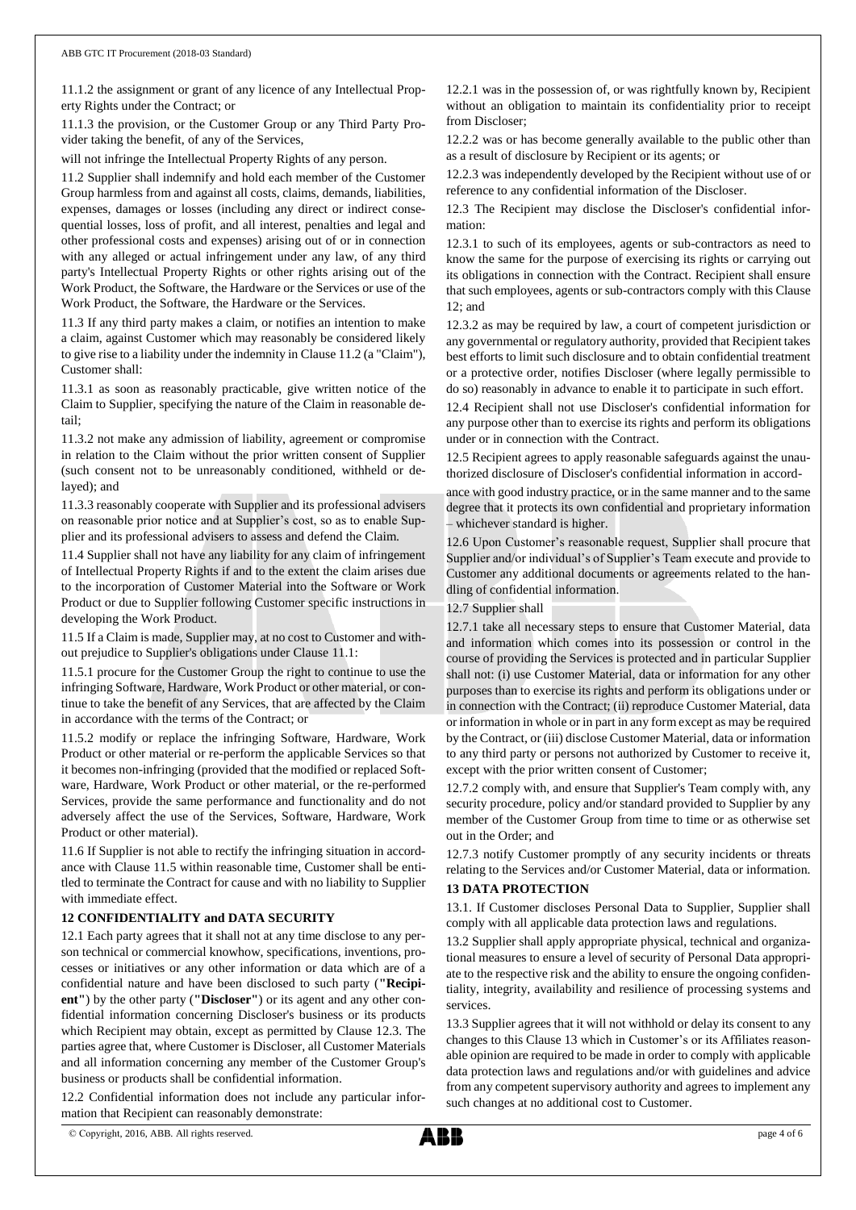11.1.2 the assignment or grant of any licence of any Intellectual Property Rights under the Contract; or

11.1.3 the provision, or the Customer Group or any Third Party Provider taking the benefit, of any of the Services,

will not infringe the Intellectual Property Rights of any person.

11.2 Supplier shall indemnify and hold each member of the Customer Group harmless from and against all costs, claims, demands, liabilities, expenses, damages or losses (including any direct or indirect consequential losses, loss of profit, and all interest, penalties and legal and other professional costs and expenses) arising out of or in connection with any alleged or actual infringement under any law, of any third party's Intellectual Property Rights or other rights arising out of the Work Product, the Software, the Hardware or the Services or use of the Work Product, the Software, the Hardware or the Services.

11.3 If any third party makes a claim, or notifies an intention to make a claim, against Customer which may reasonably be considered likely to give rise to a liability under the indemnity in Clause 11.2 (a "Claim"), Customer shall:

11.3.1 as soon as reasonably practicable, give written notice of the Claim to Supplier, specifying the nature of the Claim in reasonable detail;

11.3.2 not make any admission of liability, agreement or compromise in relation to the Claim without the prior written consent of Supplier (such consent not to be unreasonably conditioned, withheld or delayed); and

11.3.3 reasonably cooperate with Supplier and its professional advisers on reasonable prior notice and at Supplier's cost, so as to enable Supplier and its professional advisers to assess and defend the Claim.

11.4 Supplier shall not have any liability for any claim of infringement of Intellectual Property Rights if and to the extent the claim arises due to the incorporation of Customer Material into the Software or Work Product or due to Supplier following Customer specific instructions in developing the Work Product.

11.5 If a Claim is made, Supplier may, at no cost to Customer and without prejudice to Supplier's obligations under Clause 11.1:

11.5.1 procure for the Customer Group the right to continue to use the infringing Software, Hardware, Work Product or other material, or continue to take the benefit of any Services, that are affected by the Claim in accordance with the terms of the Contract; or

11.5.2 modify or replace the infringing Software, Hardware, Work Product or other material or re-perform the applicable Services so that it becomes non-infringing (provided that the modified or replaced Software, Hardware, Work Product or other material, or the re-performed Services, provide the same performance and functionality and do not adversely affect the use of the Services, Software, Hardware, Work Product or other material).

11.6 If Supplier is not able to rectify the infringing situation in accordance with Clause 11.5 within reasonable time, Customer shall be entitled to terminate the Contract for cause and with no liability to Supplier with immediate effect.

## 12 CONFIDENTIALITY and DATA SECURITY

12.1 Each party agrees that it shall not at any time disclose to any person technical or commercial knowhow, specifications, inventions, processes or initiatives or any other information or data which are of a confidential nature and have been disclosed to such party (**"Recipient"**) by the other party (**"Discloser"**) or its agent and any other confidential information concerning Discloser's business or its products which Recipient may obtain, except as permitted by Clause 12.3. The parties agree that, where Customer is Discloser, all Customer Materials and all information concerning any member of the Customer Group's business or products shall be confidential information.

12.2 Confidential information does not include any particular information that Recipient can reasonably demonstrate:

12.2.1 was in the possession of, or was rightfully known by, Recipient without an obligation to maintain its confidentiality prior to receipt from Discloser;

12.2.2 was or has become generally available to the public other than as a result of disclosure by Recipient or its agents; or

12.2.3 was independently developed by the Recipient without use of or reference to any confidential information of the Discloser.

12.3 The Recipient may disclose the Discloser's confidential information:

12.3.1 to such of its employees, agents or sub-contractors as need to know the same for the purpose of exercising its rights or carrying out its obligations in connection with the Contract. Recipient shall ensure that such employees, agents or sub-contractors comply with this Clause 12; and

12.3.2 as may be required by law, a court of competent jurisdiction or any governmental or regulatory authority, provided that Recipient takes best efforts to limit such disclosure and to obtain confidential treatment or a protective order, notifies Discloser (where legally permissible to do so) reasonably in advance to enable it to participate in such effort.

12.4 Recipient shall not use Discloser's confidential information for any purpose other than to exercise its rights and perform its obligations under or in connection with the Contract.

12.5 Recipient agrees to apply reasonable safeguards against the unauthorized disclosure of Discloser's confidential information in accordance with good industry practice, or in the same manner and to the same degree that it protects its own confidential and proprietary information – whichever standard is higher.

12.6 Upon Customer's reasonable request, Supplier shall procure that Supplier and/or individual's of Supplier's Team execute and provide to Customer any additional documents or agreements related to the handling of confidential information.

12.7 Supplier shall

12.7.1 take all necessary steps to ensure that Customer Material, data and information which comes into its possession or control in the course of providing the Services is protected and in particular Supplier shall not: (i) use Customer Material, data or information for any other purposes than to exercise its rights and perform its obligations under or in connection with the Contract; (ii) reproduce Customer Material, data or information in whole or in part in any form except as may be required by the Contract, or (iii) disclose Customer Material, data or information to any third party or persons not authorized by Customer to receive it, except with the prior written consent of Customer;

12.7.2 comply with, and ensure that Supplier's Team comply with, any security procedure, policy and/or standard provided to Supplier by any member of the Customer Group from time to time or as otherwise set out in the Order; and

12.7.3 notify Customer promptly of any security incidents or threats relating to the Services and/or Customer Material, data or information.

## 13 DATA PROTECTION

13.1. If Customer discloses Personal Data to Supplier, Supplier shall comply with all applicable data protection laws and regulations.

13.2 Supplier shall apply appropriate physical, technical and organizational measures to ensure a level of security of Personal Data appropriate to the respective risk and the ability to ensure the ongoing confidentiality, integrity, availability and resilience of processing systems and services.

13.3 Supplier agrees that it will not withhold or delay its consent to any changes to this Clause 13 which in Customer's or its Affiliates reasonable opinion are required to be made in order to comply with applicable data protection laws and regulations and/or with guidelines and advice from any competent supervisory authority and agrees to implement any such changes at no additional cost to Customer.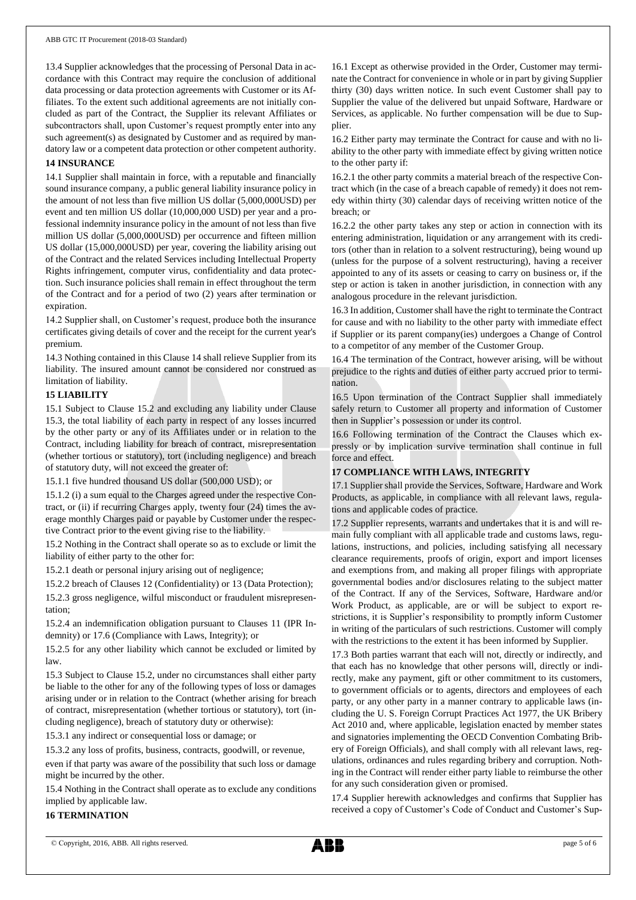13.4 Supplier acknowledges that the processing of Personal Data in accordance with this Contract may require the conclusion of additional data processing or data protection agreements with Customer or its Affiliates. To the extent such additional agreements are not initially concluded as part of the Contract, the Supplier its relevant Affiliates or subcontractors shall, upon Customer's request promptly enter into any such agreement(s) as designated by Customer and as required by mandatory law or a competent data protection or other competent authority.

**14 INSURANCE**

14.1 Supplier shall maintain in force, with a reputable and financially sound insurance company, a public general liability insurance policy in the amount of not less than five million US dollar (5,000,000USD) per event and ten million US dollar (10,000,000 USD) per year and a professional indemnity insurance policy in the amount of not less than five million US dollar (5,000,000USD) per occurrence and fifteen million US dollar (15,000,000USD) per year, covering the liability arising out of the Contract and the related Services including Intellectual Property Rights infringement, computer virus, confidentiality and data protection. Such insurance policies shall remain in effect throughout the term of the Contract and for a period of two (2) years after termination or expiration.

14.2 Supplier shall, on Customer's request, produce both the insurance certificates giving details of cover and the receipt for the current year's premium.

14.3 Nothing contained in this Clause 14 shall relieve Supplier from its liability. The insured amount cannot be considered nor construed as limitation of liability.

**15 LIABILITY**

15.1 Subject to Clause 15.2 and excluding any liability under Clause 15.3, the total liability of each party in respect of any losses incurred by the other party or any of its Affiliates under or in relation to the Contract, including liability for breach of contract, misrepresentation (whether tortious or statutory), tort (including negligence) and breach of statutory duty, will not exceed the greater of:

15.1.1 five hundred thousand US dollar (500,000 USD); or

15.1.2 (i) a sum equal to the Charges agreed under the respective Contract, or (ii) if recurring Charges apply, twenty four (24) times the average monthly Charges paid or payable by Customer under the respective Contract prior to the event giving rise to the liability.

15.2 Nothing in the Contract shall operate so as to exclude or limit the liability of either party to the other for:

15.2.1 death or personal injury arising out of negligence;

15.2.2 breach of Clauses 12 (Confidentiality) or 13 (Data Protection);

15.2.3 gross negligence, wilful misconduct or fraudulent misrepresentation;

15.2.4 an indemnification obligation pursuant to Clauses 11 (IPR Indemnity) or 17.6 (Compliance with Laws, Integrity); or

15.2.5 for any other liability which cannot be excluded or limited by law.

15.3 Subject to Clause 15.2, under no circumstances shall either party be liable to the other for any of the following types of loss or damages arising under or in relation to the Contract (whether arising for breach of contract, misrepresentation (whether tortious or statutory), tort (including negligence), breach of statutory duty or otherwise):

15.3.1 any indirect or consequential loss or damage; or

15.3.2 any loss of profits, business, contracts, goodwill, or revenue,

even if that party was aware of the possibility that such loss or damage might be incurred by the other.

15.4 Nothing in the Contract shall operate as to exclude any conditions implied by applicable law.

**16 TERMINATION**

16.1 Except as otherwise provided in the Order, Customer may terminate the Contract for convenience in whole or in part by giving Supplier thirty (30) days written notice. In such event Customer shall pay to Supplier the value of the delivered but unpaid Software, Hardware or Services, as applicable. No further compensation will be due to Supplier.

16.2 Either party may terminate the Contract for cause and with no liability to the other party with immediate effect by giving written notice to the other party if:

16.2.1 the other party commits a material breach of the respective Contract which (in the case of a breach capable of remedy) it does not remedy within thirty (30) calendar days of receiving written notice of the breach; or

16.2.2 the other party takes any step or action in connection with its entering administration, liquidation or any arrangement with its creditors (other than in relation to a solvent restructuring), being wound up (unless for the purpose of a solvent restructuring), having a receiver appointed to any of its assets or ceasing to carry on business or, if the step or action is taken in another jurisdiction, in connection with any analogous procedure in the relevant jurisdiction.

16.3 In addition, Customer shall have the right to terminate the Contract for cause and with no liability to the other party with immediate effect if Supplier or its parent company(ies) undergoes a Change of Control to a competitor of any member of the Customer Group.

16.4 The termination of the Contract, however arising, will be without prejudice to the rights and duties of either party accrued prior to termination.

16.5 Upon termination of the Contract Supplier shall immediately safely return to Customer all property and information of Customer then in Supplier's possession or under its control.

16.6 Following termination of the Contract the Clauses which expressly or by implication survive termination shall continue in full force and effect.

**17 COMPLIANCE WITH LAWS, INTEGRITY**

17.1 Supplier shall provide the Services, Software, Hardware and Work Products, as applicable, in compliance with all relevant laws, regulations and applicable codes of practice.

17.2 Supplier represents, warrants and undertakes that it is and will remain fully compliant with all applicable trade and customs laws, regulations, instructions, and policies, including satisfying all necessary clearance requirements, proofs of origin, export and import licenses and exemptions from, and making all proper filings with appropriate governmental bodies and/or disclosures relating to the subject matter of the Contract. If any of the Services, Software, Hardware and/or Work Product, as applicable, are or will be subject to export restrictions, it is Supplier's responsibility to promptly inform Customer in writing of the particulars of such restrictions. Customer will comply with the restrictions to the extent it has been informed by Supplier.

17.3 Both parties warrant that each will not, directly or indirectly, and that each has no knowledge that other persons will, directly or indirectly, make any payment, gift or other commitment to its customers, to government officials or to agents, directors and employees of each party, or any other party in a manner contrary to applicable laws (including the U. S. Foreign Corrupt Practices Act 1977, the UK Bribery Act 2010 and, where applicable, legislation enacted by member states and signatories implementing the OECD Convention Combating Bribery of Foreign Officials), and shall comply with all relevant laws, regulations, ordinances and rules regarding bribery and corruption. Nothing in the Contract will render either party liable to reimburse the other for any such consideration given or promised.

17.4 Supplier herewith acknowledges and confirms that Supplier has received a copy of Customer's Code of Conduct and Customer's Sup-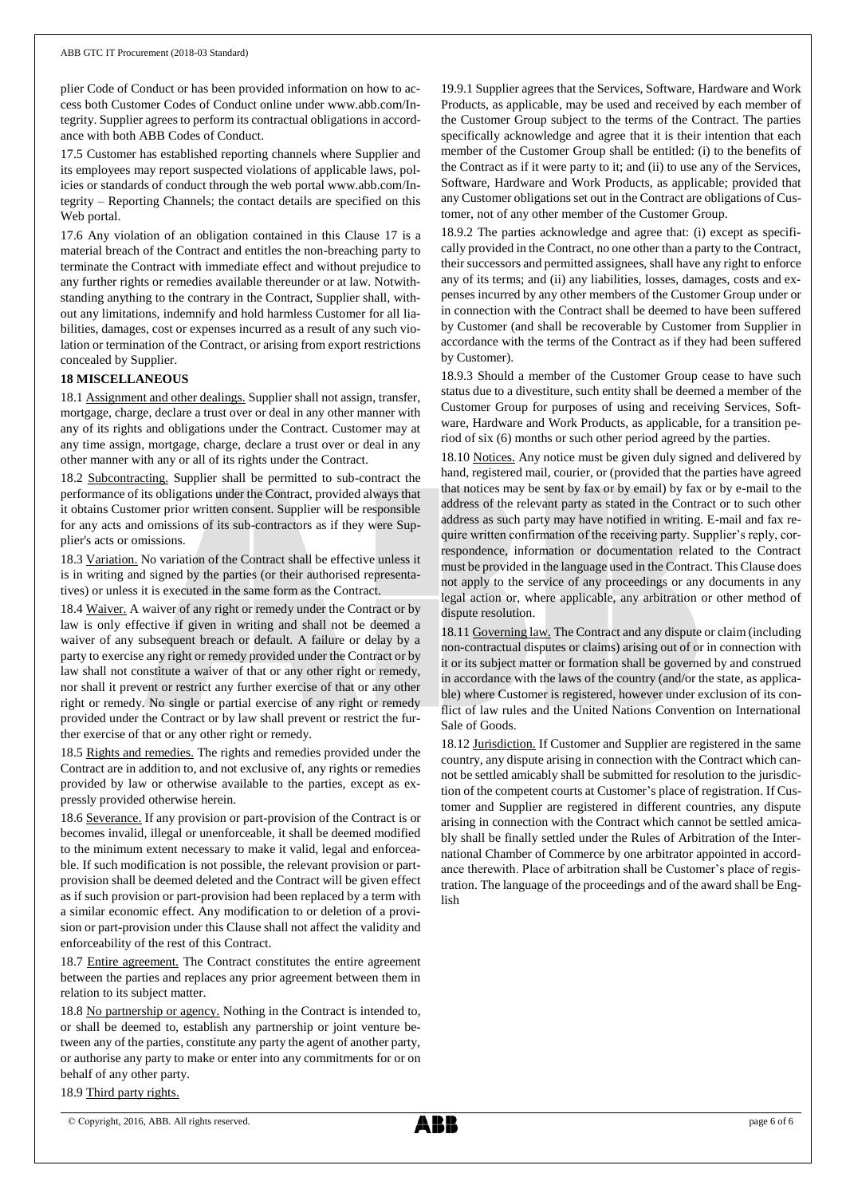plier Code of Conduct or has been provided information on how to access both Customer Codes of Conduct online under www.abb.com/Integrity. Supplier agrees to perform its contractual obligations in accordance with both ABB Codes of Conduct.

17.5 Customer has established reporting channels where Supplier and its employees may report suspected violations of applicable laws, policies or standards of conduct through the web portal www.abb.com/Integrity – Reporting Channels; the contact details are specified on this Web portal.

17.6 Any violation of an obligation contained in this Clause 17 is a material breach of the Contract and entitles the non-breaching party to terminate the Contract with immediate effect and without prejudice to any further rights or remedies available thereunder or at law. Notwithstanding anything to the contrary in the Contract, Supplier shall, without any limitations, indemnify and hold harmless Customer for all liabilities, damages, cost or expenses incurred as a result of any such violation or termination of the Contract, or arising from export restrictions concealed by Supplier.

**18 MISCELLANEOUS**

18.1 Assignment and other dealings. Supplier shall not assign, transfer, mortgage, charge, declare a trust over or deal in any other manner with any of its rights and obligations under the Contract. Customer may at any time assign, mortgage, charge, declare a trust over or deal in any other manner with any or all of its rights under the Contract.

18.2 Subcontracting. Supplier shall be permitted to sub-contract the performance of its obligations under the Contract, provided always that it obtains Customer prior written consent. Supplier will be responsible for any acts and omissions of its sub-contractors as if they were Supplier's acts or omissions.

18.3 Variation. No variation of the Contract shall be effective unless it is in writing and signed by the parties (or their authorised representatives) or unless it is executed in the same form as the Contract.

18.4 Waiver. A waiver of any right or remedy under the Contract or by law is only effective if given in writing and shall not be deemed a waiver of any subsequent breach or default. A failure or delay by a party to exercise any right or remedy provided under the Contract or by law shall not constitute a waiver of that or any other right or remedy, nor shall it prevent or restrict any further exercise of that or any other right or remedy. No single or partial exercise of any right or remedy provided under the Contract or by law shall prevent or restrict the further exercise of that or any other right or remedy.

18.5 Rights and remedies. The rights and remedies provided under the Contract are in addition to, and not exclusive of, any rights or remedies provided by law or otherwise available to the parties, except as expressly provided otherwise herein.

18.6 Severance. If any provision or part-provision of the Contract is or becomes invalid, illegal or unenforceable, it shall be deemed modified to the minimum extent necessary to make it valid, legal and enforceable. If such modification is not possible, the relevant provision or part-provision shall be deemed deleted and the Contract will be given effect as if such provision or part-provision had been replaced by a term with a similar economic effect. Any modification to or deletion of a provision or part-provision under this Clause shall not affect the validity and enforceability of the rest of this Contract.

18.7 Entire agreement. The Contract constitutes the entire agreement between the parties and replaces any prior agreement between them in relation to its subject matter.

18.8 No partnership or agency. Nothing in the Contract is intended to, or shall be deemed to, establish any partnership or joint venture between any of the parties, constitute any party the agent of another party, or authorise any party to make or enter into any commitments for or on behalf of any other party.

18.9 Third party rights.

18.9.1 Supplier agrees that the Services, Software, Hardware and Work Products, as applicable, may be used and received by each member of the Customer Group subject to the terms of the Contract. The parties specifically acknowledge and agree that it is their intention that each member of the Customer Group shall be entitled: (i) to the benefits of the Contract as if it were party to it; and (ii) to use any of the Services, Software, Hardware and Work Products, as applicable; provided that any Customer obligations set out in the Contract are obligations of Customer, not of any other member of the Customer Group.

18.9.2 The parties acknowledge and agree that: (i) except as specifically provided in the Contract, no one other than a party to the Contract, their successors and permitted assignees, shall have any right to enforce any of its terms; and (ii) any liabilities, losses, damages, costs and expenses incurred by any other members of the Customer Group under or in connection with the Contract shall be deemed to have been suffered by Customer (and shall be recoverable by Customer from Supplier in accordance with the terms of the Contract as if they had been suffered by Customer).

18.9.3 Should a member of the Customer Group cease to have such status due to a divestiture, such entity shall be deemed a member of the Customer Group for purposes of using and receiving Services, Software, Hardware and Work Products, as applicable, for a transition period of six (6) months or such other period agreed by the parties.

18.10 Notices. Any notice must be given duly signed and delivered by hand, registered mail, courier, or (provided that the parties have agreed that notices may be sent by fax or by email) by fax or by e-mail to the address of the relevant party as stated in the Contract or to such other address as such party may have notified in writing. E-mail and fax require written confirmation of the receiving party. Supplier's reply, correspondence, information or documentation related to the Contract must be provided in the language used in the Contract. This Clause does not apply to the service of any proceedings or any documents in any legal action or, where applicable, any arbitration or other method of dispute resolution.

18.11 Governing law. The Contract and any dispute or claim (including non-contractual disputes or claims) arising out of or in connection with it or its subject matter or formation shall be governed by and construed in accordance with the laws of the country (and/or the state, as applicable) where Customer is registered, however under exclusion of its conflict of law rules and the United Nations Convention on International Sale of Goods.

18.12 Jurisdiction. If Customer and Supplier are registered in the same country, any dispute arising in connection with the Contract which cannot be settled amicably shall be submitted for resolution to the jurisdiction of the competent courts at Customer's place of registration. If Customer and Supplier are registered in different countries, any dispute arising in connection with the Contract which cannot be settled amicably shall be finally settled under the Rules of Arbitration of the International Chamber of Commerce by one arbitrator appointed in accordance therewith. Place of arbitration shall be Customer's place of registration. The language of the proceedings and of the award shall be English